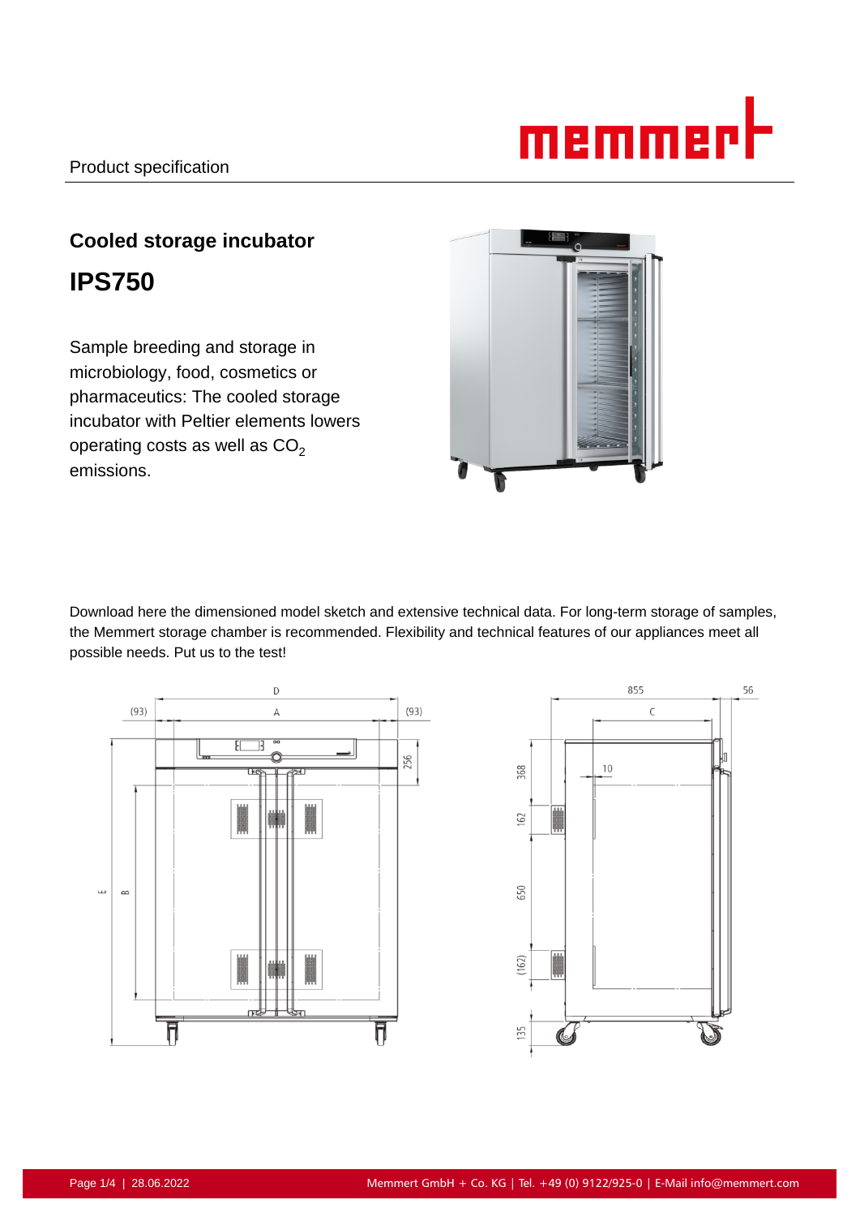Product specification

# Cooled storage incubator

# IPS750

Sample breeding and storage in microbiology, food, cosmetics or pharmaceutics: The cooled storage incubator with Peltier elements lowers operating costs as well as $CO_2$ emissions.

Download here the dimensioned model sketch and extensive technical data. For long-term storage of samples, the Memmert storage chamber is recommended. Flexibility and technical features of our appliances meet all possible needs. Put us to the test!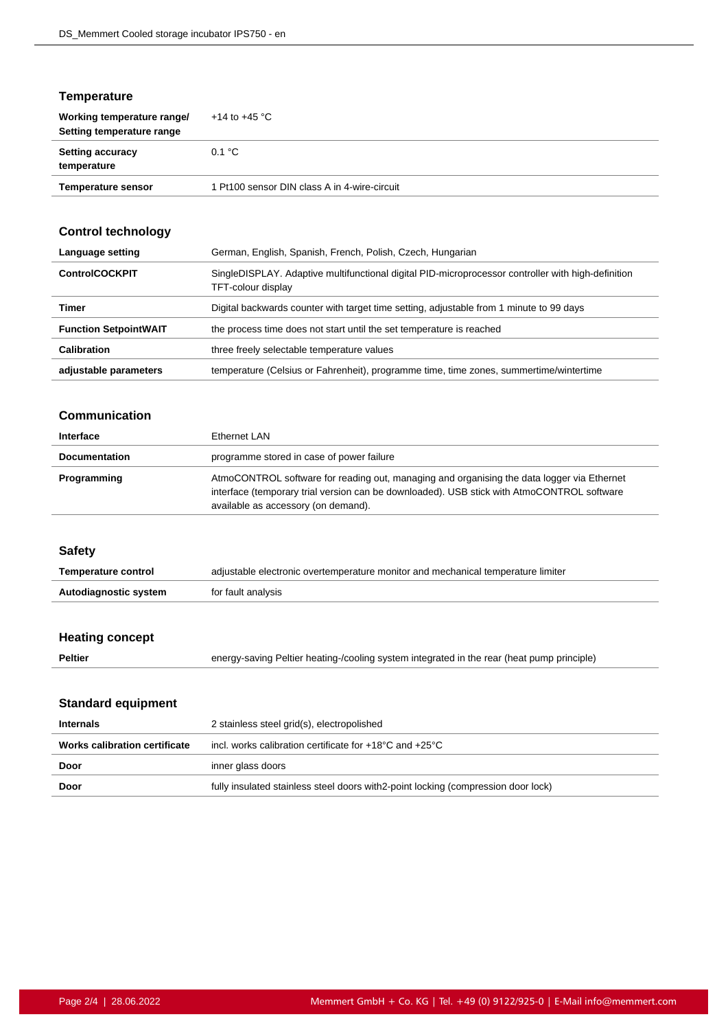## Temperature

| | |
|---|---|
| **Working temperature range/ Setting temperature range** | +14 to +45 °C |
| **Setting accuracy temperature** | 0.1 °C |
| **Temperature sensor** | 1 Pt100 sensor DIN class A in 4-wire-circuit |

## Control technology

| | |
|---|---|
| **Language setting** | German, English, Spanish, French, Polish, Czech, Hungarian |
| **ControlCOCKPIT** | SingleDISPLAY. Adaptive multifunctional digital PID-microprocessor controller with high-definition TFT-colour display |
| **Timer** | Digital backwards counter with target time setting, adjustable from 1 minute to 99 days |
| **Function SetpointWAIT** | the process time does not start until the set temperature is reached |
| **Calibration** | three freely selectable temperature values |
| **adjustable parameters** | temperature (Celsius or Fahrenheit), programme time, time zones, summertime/wintertime |

## Communication

| | |
|---|---|
| **Interface** | Ethernet LAN |
| **Documentation** | programme stored in case of power failure |
| **Programming** | AtmoCONTROL software for reading out, managing and organising the data logger via Ethernet interface (temporary trial version can be downloaded). USB stick with AtmoCONTROL software available as accessory (on demand). |

## Safety

| | |
|---|---|
| **Temperature control** | adjustable electronic overtemperature monitor and mechanical temperature limiter |
| **Autodiagnostic system** | for fault analysis |

## Heating concept

| | |
|---|---|
| **Peltier** | energy-saving Peltier heating-/cooling system integrated in the rear (heat pump principle) |

## Standard equipment

| | |
|---|---|
| **Internals** | 2 stainless steel grid(s), electropolished |
| **Works calibration certificate** | incl. works calibration certificate for +18°C and +25°C |
| **Door** | inner glass doors |
| **Door** | fully insulated stainless steel doors with2-point locking (compression door lock) |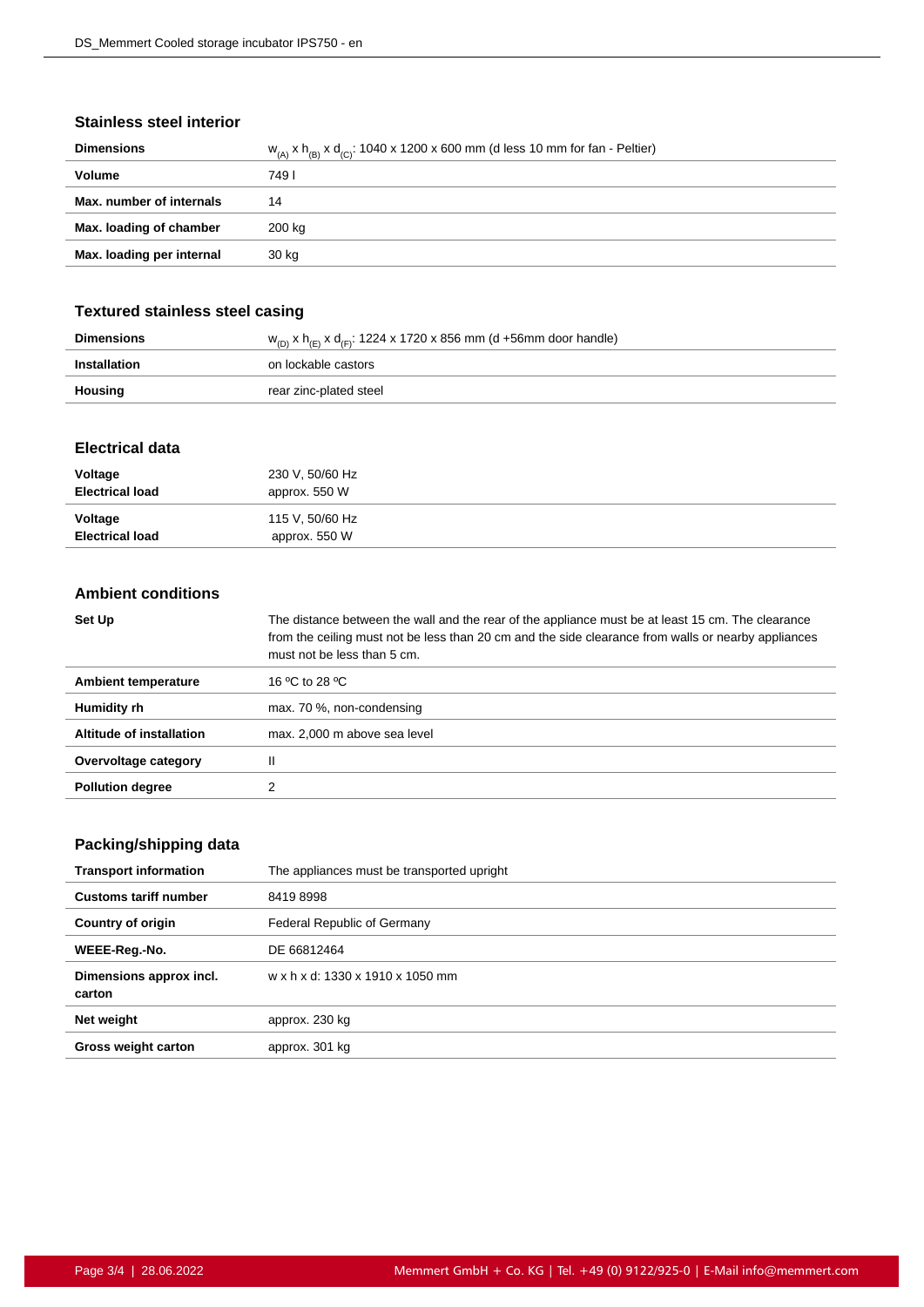### Stainless steel interior

| | |
|---|---|
| **Dimensions** | $w_{(A)}$ x $h_{(B)}$ x $d_{(C)}$: 1040 x 1200 x 600 mm (d less 10 mm for fan - Peltier) |
| **Volume** | 749 l |
| **Max. number of internals** | 14 |
| **Max. loading of chamber** | 200 kg |
| **Max. loading per internal** | 30 kg |

### Textured stainless steel casing

| | |
|---|---|
| **Dimensions** | $w_{(D)}$ x $h_{(E)}$ x $d_{(F)}$: 1224 x 1720 x 856 mm (d +56mm door handle) |
| **Installation** | on lockable castors |
| **Housing** | rear zinc-plated steel |

### Electrical data

| | |
|---|---|
| **Voltage**<br>**Electrical load** | 230 V, 50/60 Hz<br>approx. 550 W |
| **Voltage**<br>**Electrical load** | 115 V, 50/60 Hz<br>approx. 550 W |

### Ambient conditions

| | |
|---|---|
| **Set Up** | The distance between the wall and the rear of the appliance must be at least 15 cm. The clearance from the ceiling must not be less than 20 cm and the side clearance from walls or nearby appliances must not be less than 5 cm. |
| **Ambient temperature** | 16 ºC to 28 ºC |
| **Humidity rh** | max. 70 %, non-condensing |
| **Altitude of installation** | max. 2,000 m above sea level |
| **Overvoltage category** | II |
| **Pollution degree** | 2 |

### Packing/shipping data

| | |
|---|---|
| **Transport information** | The appliances must be transported upright |
| **Customs tariff number** | 8419 8998 |
| **Country of origin** | Federal Republic of Germany |
| **WEEE-Reg.-No.** | DE 66812464 |
| **Dimensions approx incl. carton** | w x h x d: 1330 x 1910 x 1050 mm |
| **Net weight** | approx. 230 kg |
| **Gross weight carton** | approx. 301 kg |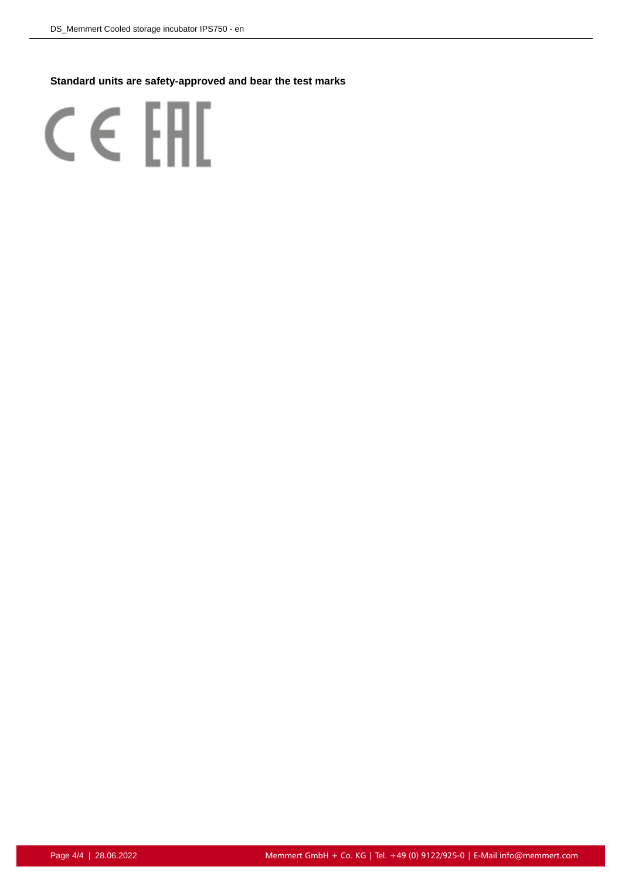**Standard units are safety-approved and bear the test marks**

CE EAC